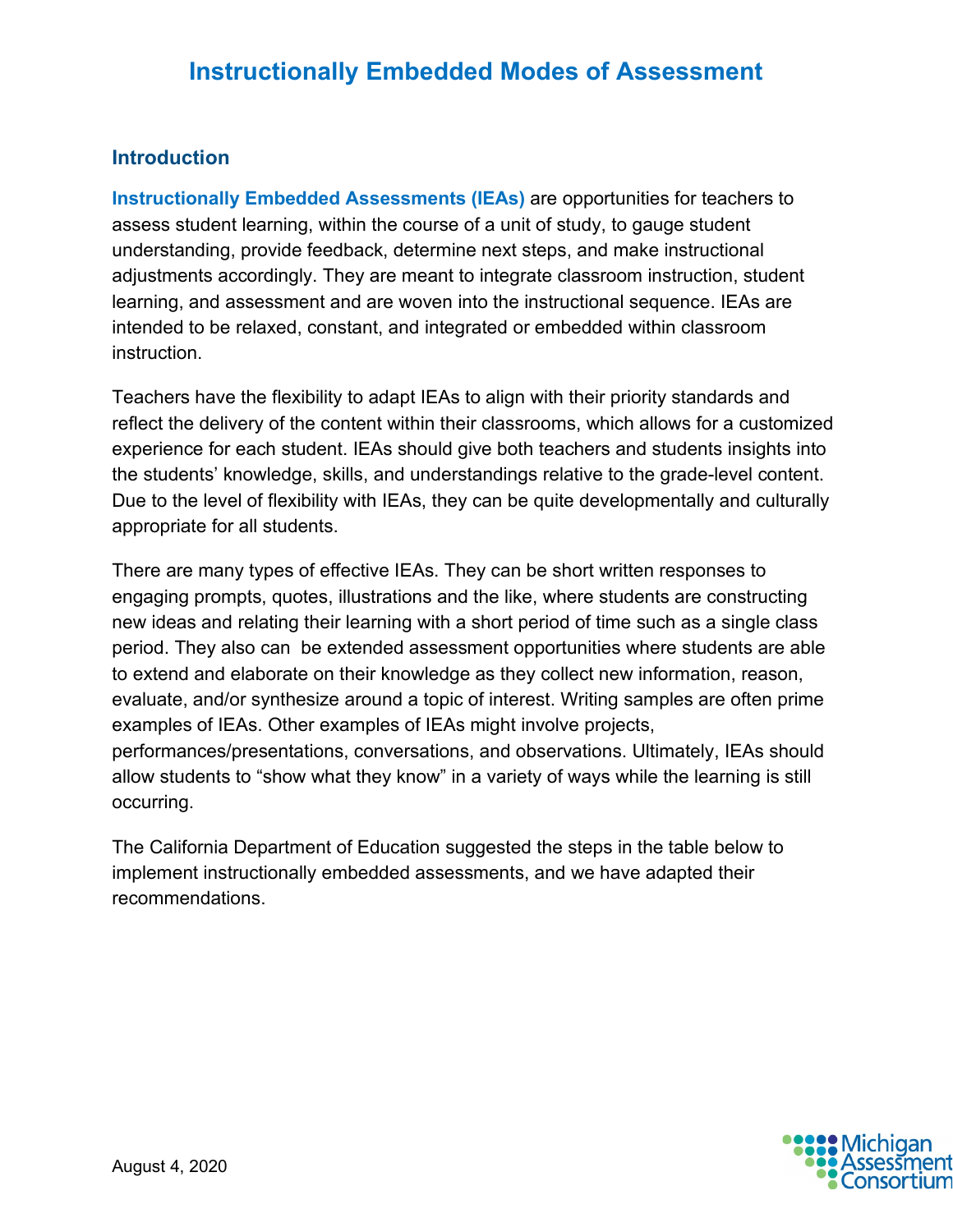# Instructionally Embedded Modes of Assessment

## Introduction

**Instructionally Embedded Assessments (IEAs)** are opportunities for teachers to assess student learning, within the course of a unit of study, to gauge student understanding, provide feedback, determine next steps, and make instructional adjustments accordingly. They are meant to integrate classroom instruction, student learning, and assessment and are woven into the instructional sequence. IEAs are intended to be relaxed, constant, and integrated or embedded within classroom instruction.

Teachers have the flexibility to adapt IEAs to align with their priority standards and reflect the delivery of the content within their classrooms, which allows for a customized experience for each student. IEAs should give both teachers and students insights into the students' knowledge, skills, and understandings relative to the grade-level content. Due to the level of flexibility with IEAs, they can be quite developmentally and culturally appropriate for all students.

There are many types of effective IEAs. They can be short written responses to engaging prompts, quotes, illustrations and the like, where students are constructing new ideas and relating their learning with a short period of time such as a single class period. They also can be extended assessment opportunities where students are able to extend and elaborate on their knowledge as they collect new information, reason, evaluate, and/or synthesize around a topic of interest. Writing samples are often prime examples of IEAs. Other examples of IEAs might involve projects, performances/presentations, conversations, and observations. Ultimately, IEAs should allow students to "show what they know" in a variety of ways while the learning is still occurring.

The California Department of Education suggested the steps in the table below to implement instructionally embedded assessments, and we have adapted their recommendations.

August 4, 2020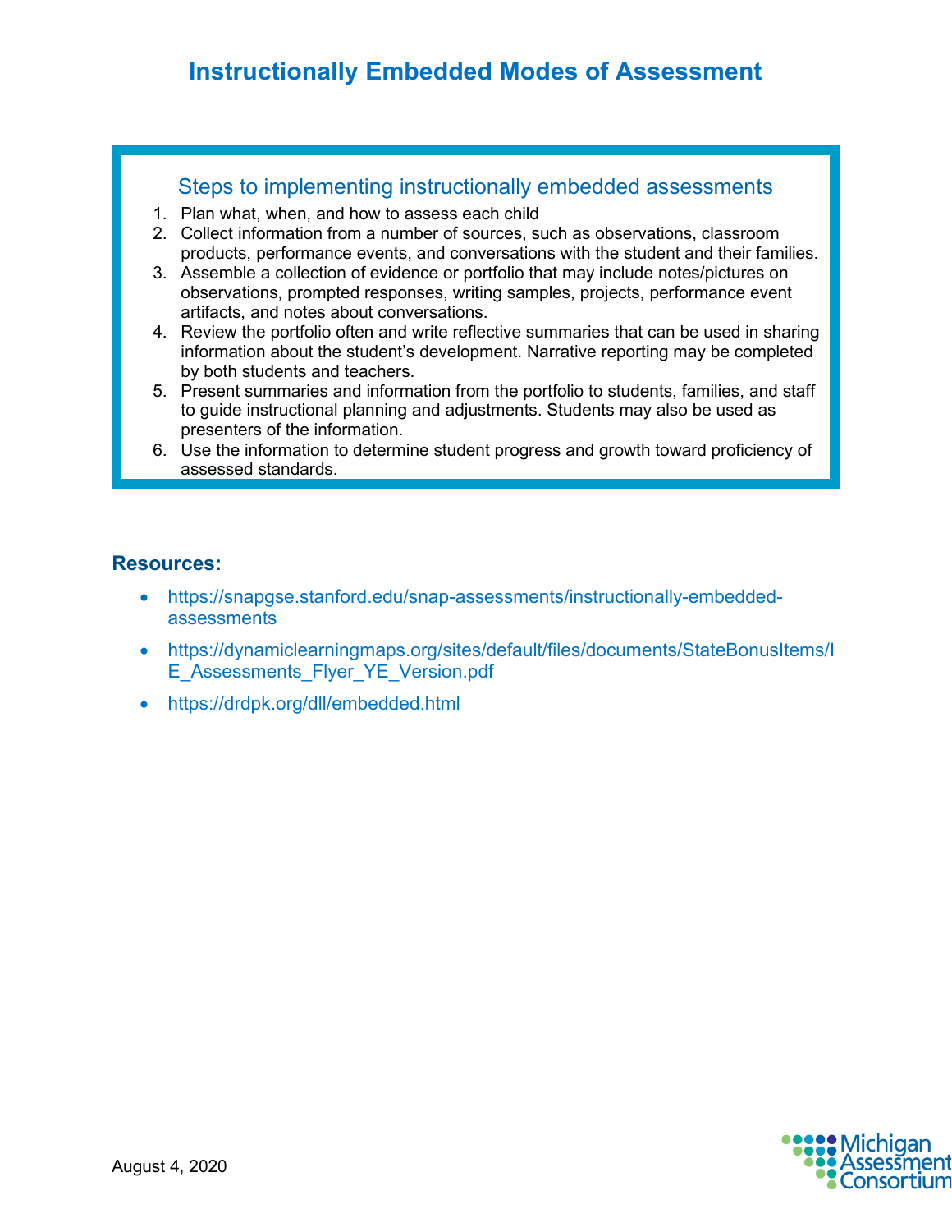# Instructionally Embedded Modes of Assessment

## Steps to implementing instructionally embedded assessments

1. Plan what, when, and how to assess each child
2. Collect information from a number of sources, such as observations, classroom products, performance events, and conversations with the student and their families.
3. Assemble a collection of evidence or portfolio that may include notes/pictures on observations, prompted responses, writing samples, projects, performance event artifacts, and notes about conversations.
4. Review the portfolio often and write reflective summaries that can be used in sharing information about the student's development. Narrative reporting may be completed by both students and teachers.
5. Present summaries and information from the portfolio to students, families, and staff to guide instructional planning and adjustments. Students may also be used as presenters of the information.
6. Use the information to determine student progress and growth toward proficiency of assessed standards.

**Resources:**

- https://snapgse.stanford.edu/snap-assessments/instructionally-embedded-assessments
- https://dynamiclearningmaps.org/sites/default/files/documents/StateBonusItems/IE_Assessments_Flyer_YE_Version.pdf
- https://drdpk.org/dll/embedded.html

August 4, 2020

Michigan Assessment Consortium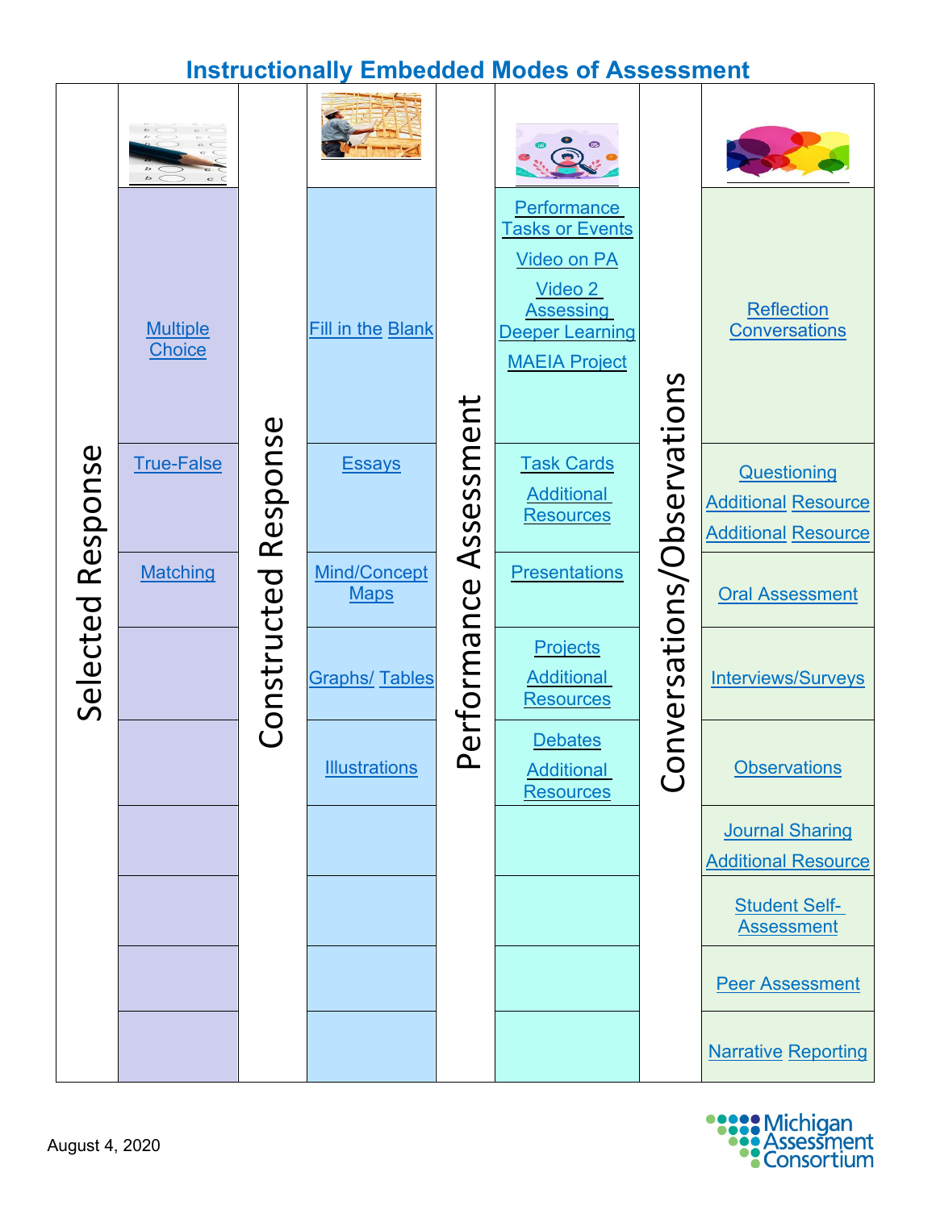# Instructionally Embedded Modes of Assessment

| Selected Response | Constructed Response | Performance Assessment | Conversations/Observations |
|---|---|---|---|
| Multiple Choice | Fill in the Blank | Performance Tasks or Events<br>Video on PA<br>Video 2 Assessing Deeper Learning<br>MAEIA Project | Reflection Conversations |
| True-False | Essays | Task Cards<br>Additional Resources | Questioning<br>Additional Resource<br>Additional Resource |
| Matching | Mind/Concept Maps | Presentations | Oral Assessment |
| | Graphs/ Tables | Projects<br>Additional Resources | Interviews/Surveys |
| | Illustrations | Debates<br>Additional Resources | Observations |
| | | | Journal Sharing<br>Additional Resource |
| | | | Student Self-Assessment |
| | | | Peer Assessment |
| | | | Narrative Reporting |

August 4, 2020

Michigan Assessment Consortium